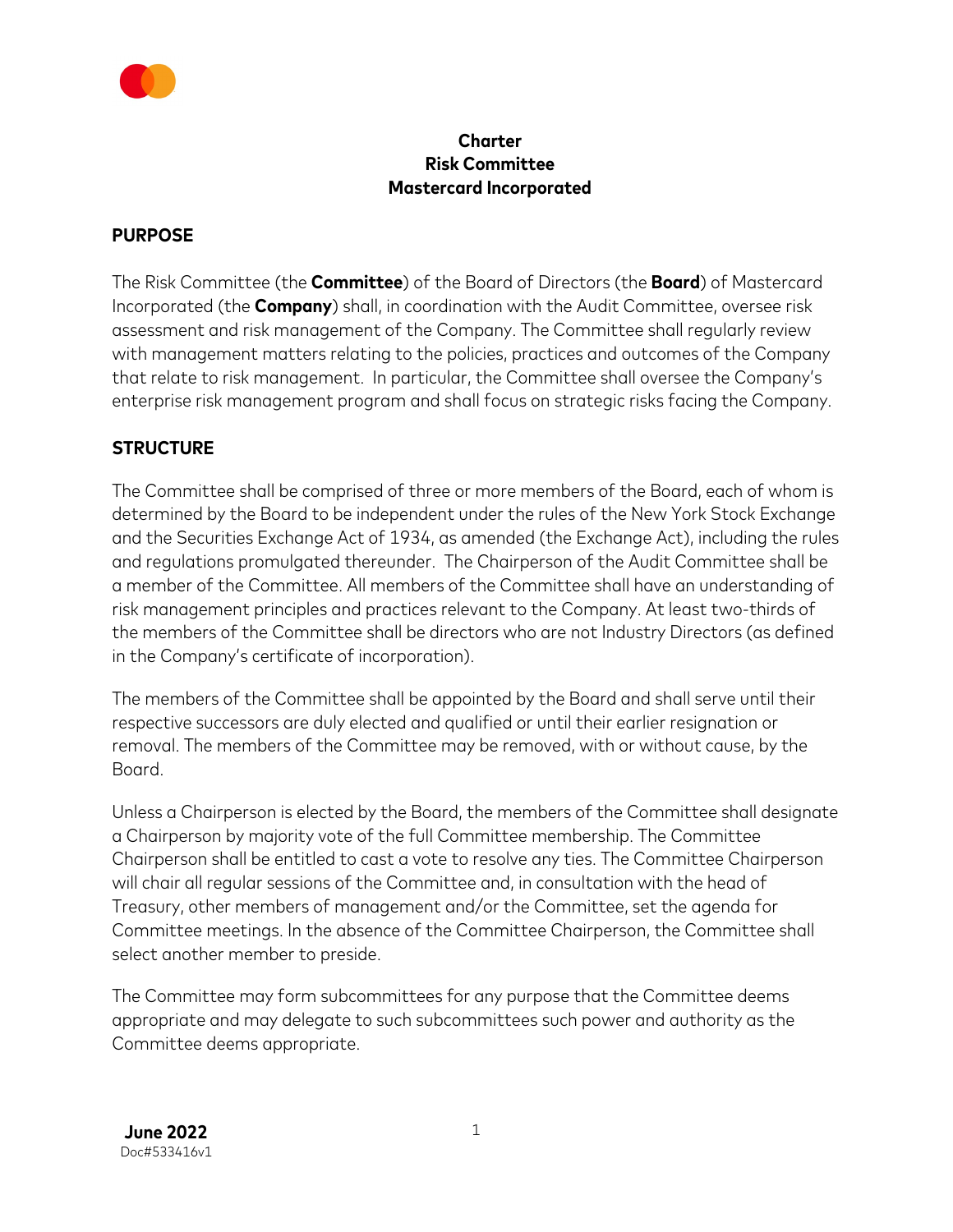**Charter**
**Risk Committee**
**Mastercard Incorporated**

## PURPOSE

The Risk Committee (the **Committee**) of the Board of Directors (the **Board**) of Mastercard Incorporated (the **Company**) shall, in coordination with the Audit Committee, oversee risk assessment and risk management of the Company. The Committee shall regularly review with management matters relating to the policies, practices and outcomes of the Company that relate to risk management. In particular, the Committee shall oversee the Company's enterprise risk management program and shall focus on strategic risks facing the Company.

## STRUCTURE

The Committee shall be comprised of three or more members of the Board, each of whom is determined by the Board to be independent under the rules of the New York Stock Exchange and the Securities Exchange Act of 1934, as amended (the Exchange Act), including the rules and regulations promulgated thereunder. The Chairperson of the Audit Committee shall be a member of the Committee. All members of the Committee shall have an understanding of risk management principles and practices relevant to the Company. At least two-thirds of the members of the Committee shall be directors who are not Industry Directors (as defined in the Company's certificate of incorporation).

The members of the Committee shall be appointed by the Board and shall serve until their respective successors are duly elected and qualified or until their earlier resignation or removal. The members of the Committee may be removed, with or without cause, by the Board.

Unless a Chairperson is elected by the Board, the members of the Committee shall designate a Chairperson by majority vote of the full Committee membership. The Committee Chairperson shall be entitled to cast a vote to resolve any ties. The Committee Chairperson will chair all regular sessions of the Committee and, in consultation with the head of Treasury, other members of management and/or the Committee, set the agenda for Committee meetings. In the absence of the Committee Chairperson, the Committee shall select another member to preside.

The Committee may form subcommittees for any purpose that the Committee deems appropriate and may delegate to such subcommittees such power and authority as the Committee deems appropriate.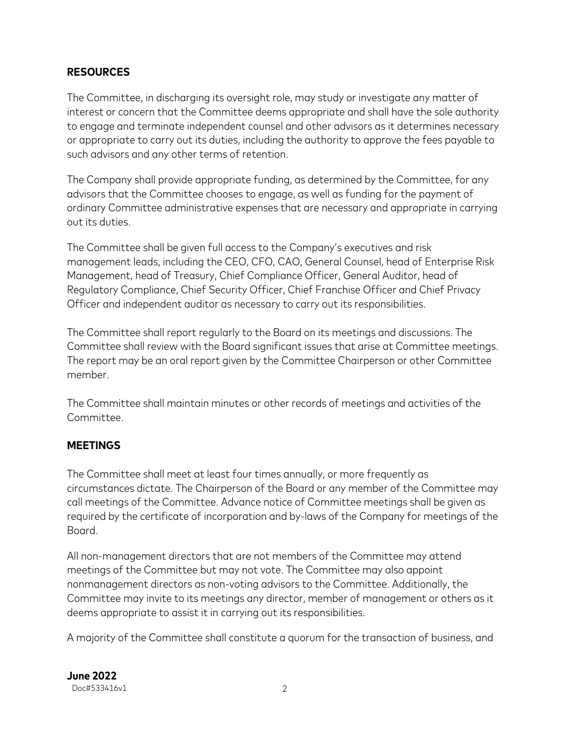## RESOURCES

The Committee, in discharging its oversight role, may study or investigate any matter of interest or concern that the Committee deems appropriate and shall have the sole authority to engage and terminate independent counsel and other advisors as it determines necessary or appropriate to carry out its duties, including the authority to approve the fees payable to such advisors and any other terms of retention.

The Company shall provide appropriate funding, as determined by the Committee, for any advisors that the Committee chooses to engage, as well as funding for the payment of ordinary Committee administrative expenses that are necessary and appropriate in carrying out its duties.

The Committee shall be given full access to the Company's executives and risk management leads, including the CEO, CFO, CAO, General Counsel, head of Enterprise Risk Management, head of Treasury, Chief Compliance Officer, General Auditor, head of Regulatory Compliance, Chief Security Officer, Chief Franchise Officer and Chief Privacy Officer and independent auditor as necessary to carry out its responsibilities.

The Committee shall report regularly to the Board on its meetings and discussions. The Committee shall review with the Board significant issues that arise at Committee meetings. The report may be an oral report given by the Committee Chairperson or other Committee member.

The Committee shall maintain minutes or other records of meetings and activities of the Committee.

## MEETINGS

The Committee shall meet at least four times annually, or more frequently as circumstances dictate. The Chairperson of the Board or any member of the Committee may call meetings of the Committee. Advance notice of Committee meetings shall be given as required by the certificate of incorporation and by-laws of the Company for meetings of the Board.

All non-management directors that are not members of the Committee may attend meetings of the Committee but may not vote. The Committee may also appoint nonmanagement directors as non-voting advisors to the Committee. Additionally, the Committee may invite to its meetings any director, member of management or others as it deems appropriate to assist it in carrying out its responsibilities.

A majority of the Committee shall constitute a quorum for the transaction of business, and

**June 2022**
Doc#533416v1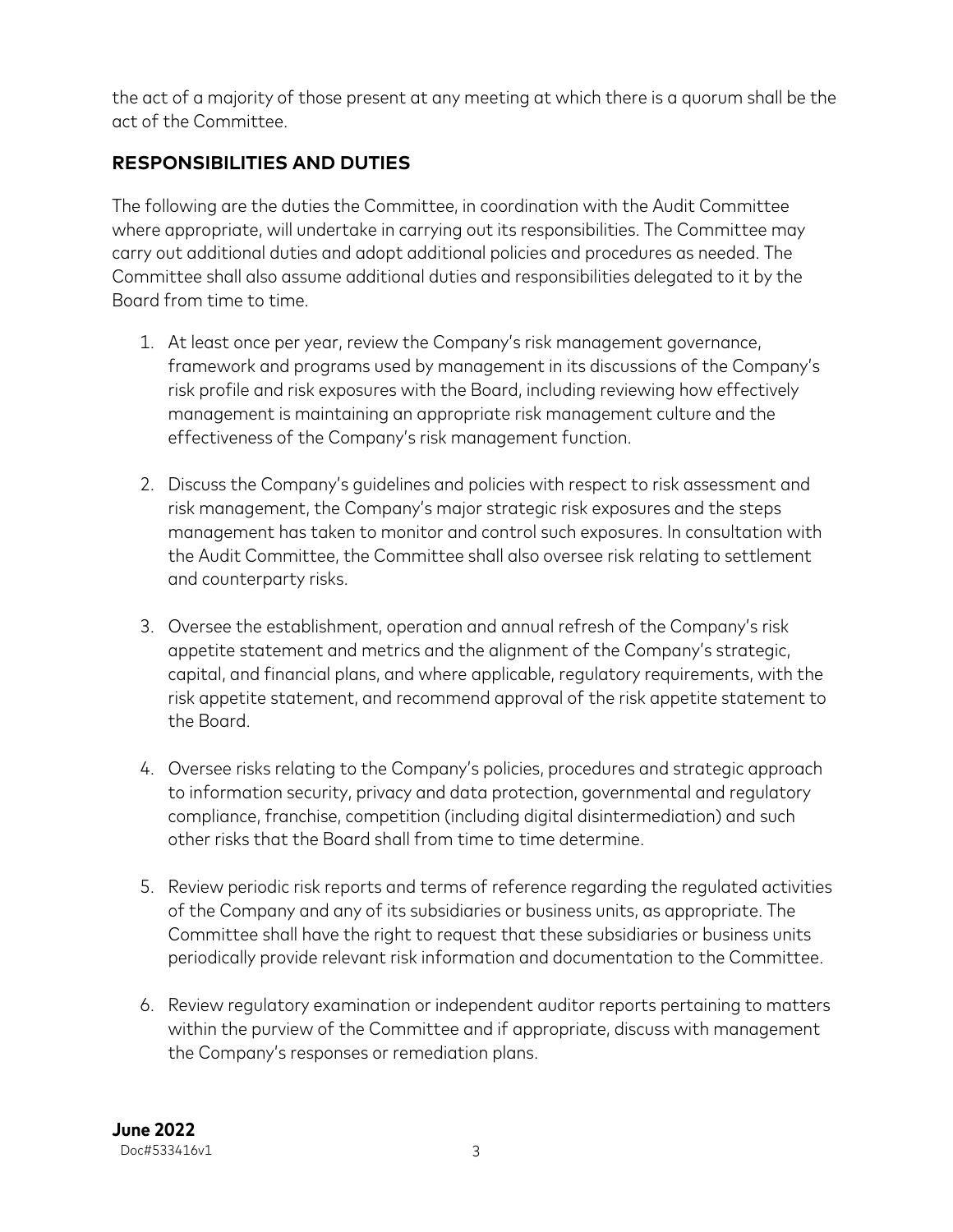the act of a majority of those present at any meeting at which there is a quorum shall be the act of the Committee.

## RESPONSIBILITIES AND DUTIES

The following are the duties the Committee, in coordination with the Audit Committee where appropriate, will undertake in carrying out its responsibilities. The Committee may carry out additional duties and adopt additional policies and procedures as needed. The Committee shall also assume additional duties and responsibilities delegated to it by the Board from time to time.

1. At least once per year, review the Company's risk management governance, framework and programs used by management in its discussions of the Company's risk profile and risk exposures with the Board, including reviewing how effectively management is maintaining an appropriate risk management culture and the effectiveness of the Company's risk management function.

2. Discuss the Company's guidelines and policies with respect to risk assessment and risk management, the Company's major strategic risk exposures and the steps management has taken to monitor and control such exposures. In consultation with the Audit Committee, the Committee shall also oversee risk relating to settlement and counterparty risks.

3. Oversee the establishment, operation and annual refresh of the Company's risk appetite statement and metrics and the alignment of the Company's strategic, capital, and financial plans, and where applicable, regulatory requirements, with the risk appetite statement, and recommend approval of the risk appetite statement to the Board.

4. Oversee risks relating to the Company's policies, procedures and strategic approach to information security, privacy and data protection, governmental and regulatory compliance, franchise, competition (including digital disintermediation) and such other risks that the Board shall from time to time determine.

5. Review periodic risk reports and terms of reference regarding the regulated activities of the Company and any of its subsidiaries or business units, as appropriate. The Committee shall have the right to request that these subsidiaries or business units periodically provide relevant risk information and documentation to the Committee.

6. Review regulatory examination or independent auditor reports pertaining to matters within the purview of the Committee and if appropriate, discuss with management the Company's responses or remediation plans.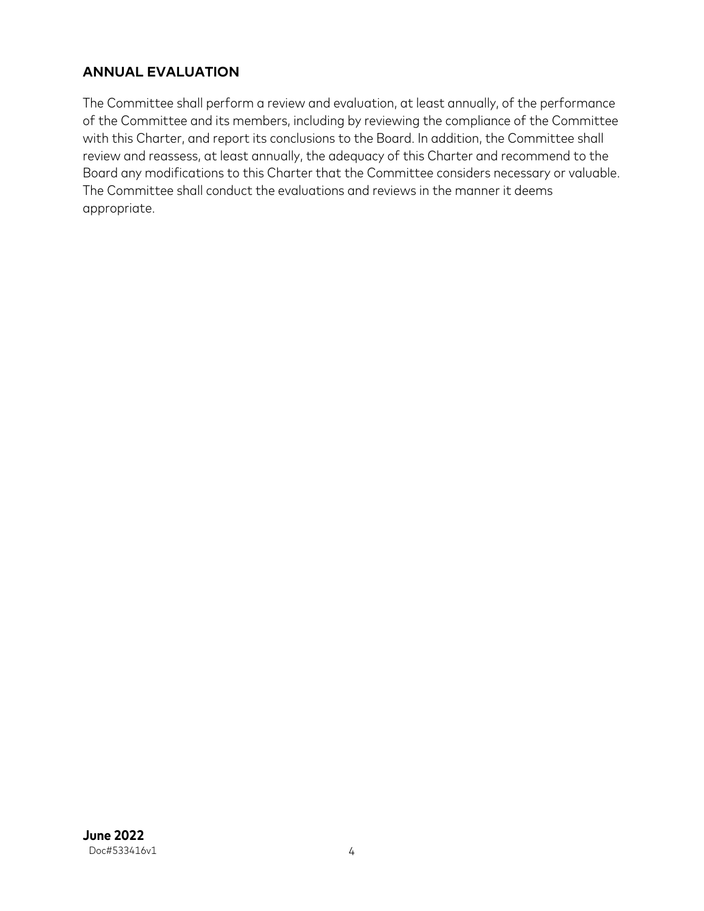## ANNUAL EVALUATION

The Committee shall perform a review and evaluation, at least annually, of the performance of the Committee and its members, including by reviewing the compliance of the Committee with this Charter, and report its conclusions to the Board. In addition, the Committee shall review and reassess, at least annually, the adequacy of this Charter and recommend to the Board any modifications to this Charter that the Committee considers necessary or valuable. The Committee shall conduct the evaluations and reviews in the manner it deems appropriate.

**June 2022**

Doc#533416v1